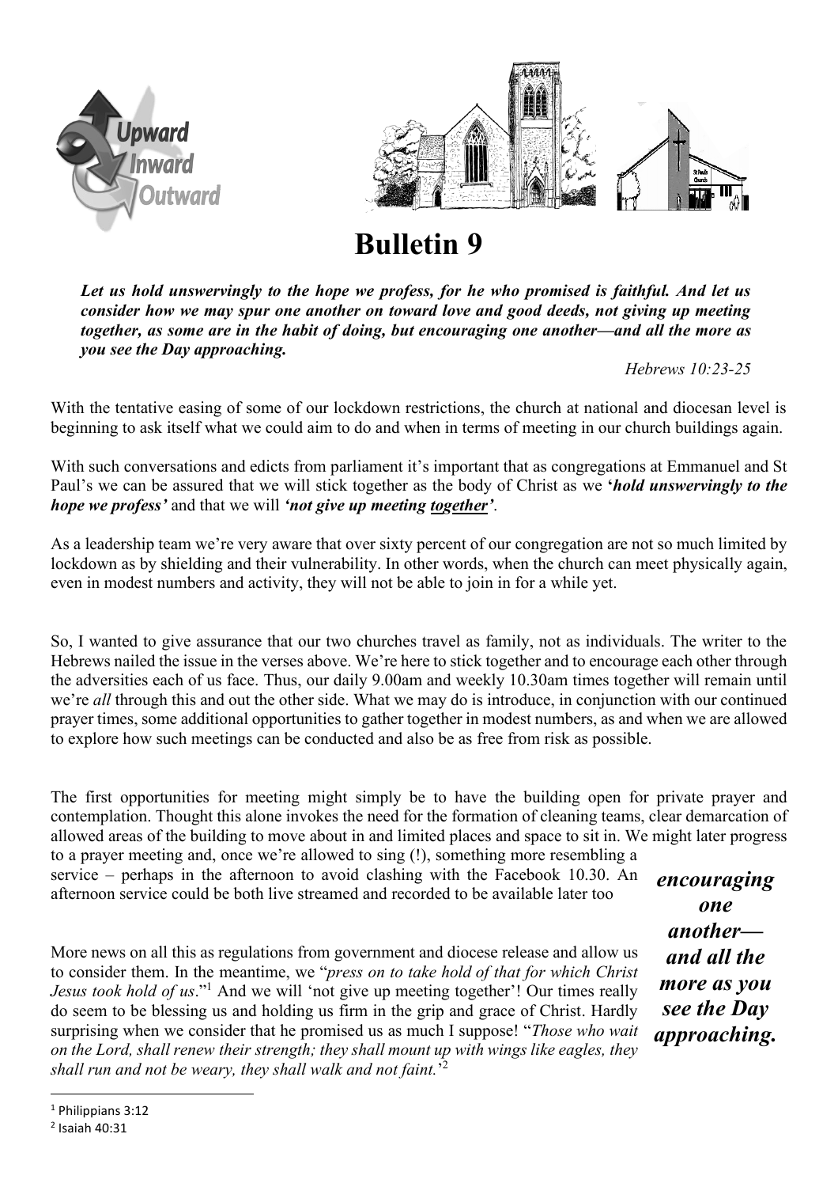# Bulletin 9

***Let us hold unswervingly to the hope we profess, for he who promised is faithful. And let us consider how we may spur one another on toward love and good deeds, not giving up meeting together, as some are in the habit of doing, but encouraging one another—and all the more as you see the Day approaching.***

*Hebrews 10:23-25*

With the tentative easing of some of our lockdown restrictions, the church at national and diocesan level is beginning to ask itself what we could aim to do and when in terms of meeting in our church buildings again.

With such conversations and edicts from parliament it's important that as congregations at Emmanuel and St Paul's we can be assured that we will stick together as the body of Christ as we ***'hold unswervingly to the hope we profess'*** and that we will ***'not give up meeting <u>together</u>'***.

As a leadership team we're very aware that over sixty percent of our congregation are not so much limited by lockdown as by shielding and their vulnerability. In other words, when the church can meet physically again, even in modest numbers and activity, they will not be able to join in for a while yet.

So, I wanted to give assurance that our two churches travel as family, not as individuals. The writer to the Hebrews nailed the issue in the verses above. We're here to stick together and to encourage each other through the adversities each of us face. Thus, our daily 9.00am and weekly 10.30am times together will remain until we're *all* through this and out the other side. What we may do is introduce, in conjunction with our continued prayer times, some additional opportunities to gather together in modest numbers, as and when we are allowed to explore how such meetings can be conducted and also be as free from risk as possible.

The first opportunities for meeting might simply be to have the building open for private prayer and contemplation. Thought this alone invokes the need for the formation of cleaning teams, clear demarcation of allowed areas of the building to move about in and limited places and space to sit in. We might later progress to a prayer meeting and, once we're allowed to sing (!), something more resembling a service – perhaps in the afternoon to avoid clashing with the Facebook 10.30. An afternoon service could be both live streamed and recorded to be available later too

More news on all this as regulations from government and diocese release and allow us to consider them. In the meantime, we "*press on to take hold of that for which Christ Jesus took hold of us*."[1] And we will 'not give up meeting together'! Our times really do seem to be blessing us and holding us firm in the grip and grace of Christ. Hardly surprising when we consider that he promised us as much I suppose! "*Those who wait on the Lord, shall renew their strength; they shall mount up with wings like eagles, they shall run and not be weary, they shall walk and not faint.*"[2]

***encouraging one another— and all the more as you see the Day approaching.***

[1] Philippians 3:12

[2] Isaiah 40:31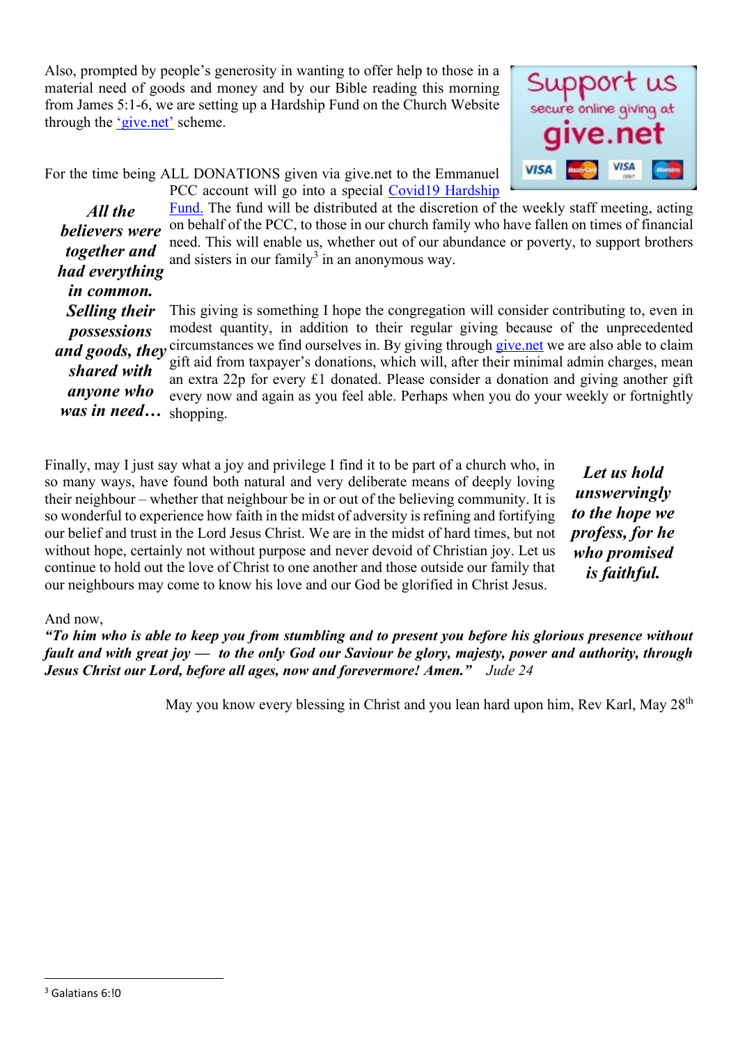Also, prompted by people's generosity in wanting to offer help to those in a material need of goods and money and by our Bible reading this morning from James 5:1-6, we are setting up a Hardship Fund on the Church Website through the 'give.net' scheme.

Support us
secure online giving at
give.net
VISA MasterCard VISA Maestro

For the time being ALL DONATIONS given via give.net to the Emmanuel PCC account will go into a special Covid19 Hardship Fund. The fund will be distributed at the discretion of the weekly staff meeting, acting on behalf of the PCC, to those in our church family who have fallen on times of financial need. This will enable us, whether out of our abundance or poverty, to support brothers and sisters in our family[3] in an anonymous way.

***All the believers were together and had everything in common. Selling their possessions and goods, they shared with anyone who was in need…***

This giving is something I hope the congregation will consider contributing to, even in modest quantity, in addition to their regular giving because of the unprecedented circumstances we find ourselves in. By giving through give.net we are also able to claim gift aid from taxpayer's donations, which will, after their minimal admin charges, mean an extra 22p for every £1 donated. Please consider a donation and giving another gift every now and again as you feel able. Perhaps when you do your weekly or fortnightly shopping.

Finally, may I just say what a joy and privilege I find it to be part of a church who, in so many ways, have found both natural and very deliberate means of deeply loving their neighbour – whether that neighbour be in or out of the believing community. It is so wonderful to experience how faith in the midst of adversity is refining and fortifying our belief and trust in the Lord Jesus Christ. We are in the midst of hard times, but not without hope, certainly not without purpose and never devoid of Christian joy. Let us continue to hold out the love of Christ to one another and those outside our family that our neighbours may come to know his love and our God be glorified in Christ Jesus.

***Let us hold unswervingly to the hope we profess, for he who promised is faithful.***

And now,

***"To him who is able to keep you from stumbling and to present you before his glorious presence without fault and with great joy — to the only God our Saviour be glory, majesty, power and authority, through Jesus Christ our Lord, before all ages, now and forevermore! Amen."*** *Jude 24*

May you know every blessing in Christ and you lean hard upon him, Rev Karl, May 28th

[3] Galatians 6:!0